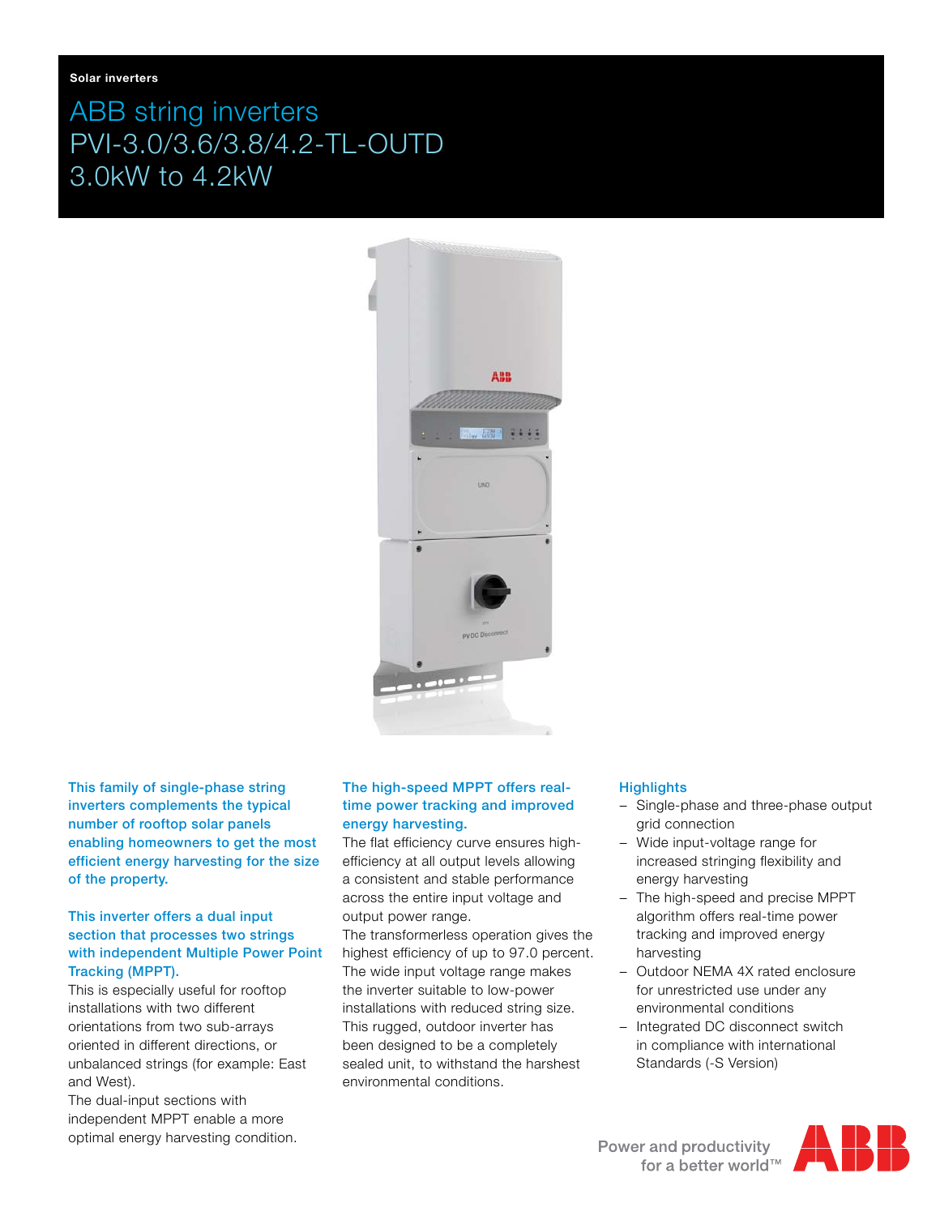Solar inverters

# ABB string inverters PVI-3.0/3.6/3.8/4.2-TL-OUTD 3.0kW to 4.2kW

**This family of single-phase string inverters complements the typical number of rooftop solar panels enabling homeowners to get the most efficient energy harvesting for the size of the property.**

**This inverter offers a dual input section that processes two strings with independent Multiple Power Point Tracking (MPPT).**

This is especially useful for rooftop installations with two different orientations from two sub-arrays oriented in different directions, or unbalanced strings (for example: East and West).

The dual-input sections with independent MPPT enable a more optimal energy harvesting condition.

**The high-speed MPPT offers real-time power tracking and improved energy harvesting.**

The flat efficiency curve ensures high-efficiency at all output levels allowing a consistent and stable performance across the entire input voltage and output power range.

The transformerless operation gives the highest efficiency of up to 97.0 percent.

The wide input voltage range makes the inverter suitable to low-power installations with reduced string size.

This rugged, outdoor inverter has been designed to be a completely sealed unit, to withstand the harshest environmental conditions.

## Highlights

- Single-phase and three-phase output grid connection
- Wide input-voltage range for increased stringing flexibility and energy harvesting
- The high-speed and precise MPPT algorithm offers real-time power tracking and improved energy harvesting
- Outdoor NEMA 4X rated enclosure for unrestricted use under any environmental conditions
- Integrated DC disconnect switch in compliance with international Standards (-S Version)

Power and productivity for a better world™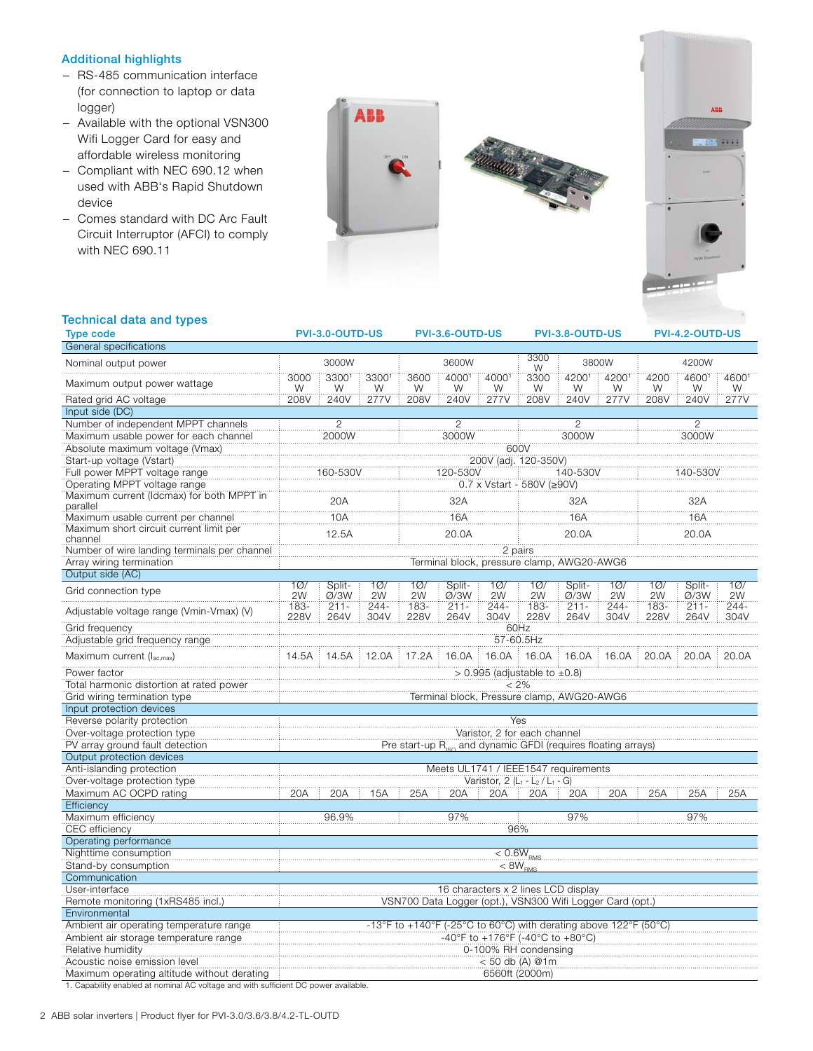## Additional highlights

- RS-485 communication interface (for connection to laptop or data logger)
- Available with the optional VSN300 Wifi Logger Card for easy and affordable wireless monitoring
- Compliant with NEC 690.12 when used with ABB's Rapid Shutdown device
- Comes standard with DC Arc Fault Circuit Interruptor (AFCI) to comply with NEC 690.11

## Technical data and types

| Type code | PVI-3.0-OUTD-US | | | PVI-3.6-OUTD-US | | | PVI-3.8-OUTD-US | | | PVI-4.2-OUTD-US | | |
|---|---|---|---|---|---|---|---|---|---|---|---|---|
| **General specifications** | | | | | | | | | | | | |
| Nominal output power | 3000W | | | 3600W | | | 3300 W | 3800W | | 4200W | | |
| Maximum output power wattage | 3000 W | 3300[1] W | 3300[1] W | 3600 W | 4000[1] W | 4000[1] W | 3300 W | 4200[1] W | 4200[1] W | 4200 W | 4600[1] W | 4600[1] W |
| Rated grid AC voltage | 208V | 240V | 277V | 208V | 240V | 277V | 208V | 240V | 277V | 208V | 240V | 277V |
| **Input side (DC)** | | | | | | | | | | | | |
| Number of independent MPPT channels | 2 | | | 2 | | | 2 | | | 2 | | |
| Maximum usable power for each channel | 2000W | | | 3000W | | | 3000W | | | 3000W | | |
| Absolute maximum voltage (Vmax) | 600V | | | | | | | | | | | |
| Start-up voltage (Vstart) | 200V (adj. 120-350V) | | | | | | | | | | | |
| Full power MPPT voltage range | 160-530V | | | 120-530V | | | 140-530V | | | 140-530V | | |
| Operating MPPT voltage range | 0.7 x Vstart - 580V (≥90V) | | | | | | | | | | | |
| Maximum current (Idcmax) for both MPPT in parallel | 20A | | | 32A | | | 32A | | | 32A | | |
| Maximum usable current per channel | 10A | | | 16A | | | 16A | | | 16A | | |
| Maximum short circuit current limit per channel | 12.5A | | | 20.0A | | | 20.0A | | | 20.0A | | |
| Number of wire landing terminals per channel | 2 pairs | | | | | | | | | | | |
| Array wiring termination | Terminal block, pressure clamp, AWG20-AWG6 | | | | | | | | | | | |
| **Output side (AC)** | | | | | | | | | | | | |
| Grid connection type | 1Ø/ 2W | Split-Ø/3W | 1Ø/ 2W | 1Ø/ 2W | Split-Ø/3W | 1Ø/ 2W | 1Ø/ 2W | Split-Ø/3W | 1Ø/ 2W | 1Ø/ 2W | Split-Ø/3W | 1Ø/ 2W |
| Adjustable voltage range (Vmin-Vmax) (V) | 183-228V | 211-264V | 244-304V | 183-228V | 211-264V | 244-304V | 183-228V | 211-264V | 244-304V | 183-228V | 211-264V | 244-304V |
| Grid frequency | 60Hz | | | | | | | | | | | |
| Adjustable grid frequency range | 57-60.5Hz | | | | | | | | | | | |
| Maximum current ($I_{ac,max}$) | 14.5A | 14.5A | 12.0A | 17.2A | 16.0A | 16.0A | 16.0A | 16.0A | 16.0A | 20.0A | 20.0A | 20.0A |
| Power factor | > 0.995 (adjustable to ±0.8) | | | | | | | | | | | |
| Total harmonic distortion at rated power | < 2% | | | | | | | | | | | |
| Grid wiring termination type | Terminal block, Pressure clamp, AWG20-AWG6 | | | | | | | | | | | |
| **Input protection devices** | | | | | | | | | | | | |
| Reverse polarity protection | Yes | | | | | | | | | | | |
| Over-voltage protection type | Varistor, 2 for each channel | | | | | | | | | | | |
| PV array ground fault detection | Pre start-up $R_{ISO}$ and dynamic GFDI (requires floating arrays) | | | | | | | | | | | |
| **Output protection devices** | | | | | | | | | | | | |
| Anti-islanding protection | Meets UL1741 / IEEE1547 requirements | | | | | | | | | | | |
| Over-voltage protection type | Varistor, 2 ($L_1$ - $L_2$ / $L_1$ - G) | | | | | | | | | | | |
| Maximum AC OCPD rating | 20A | 20A | 15A | 25A | 20A | 20A | 20A | 20A | 20A | 25A | 25A | 25A |
| **Efficiency** | | | | | | | | | | | | |
| Maximum efficiency | 96.9% | | | 97% | | | 97% | | | 97% | | |
| CEC efficiency | 96% | | | | | | | | | | | |
| **Operating performance** | | | | | | | | | | | | |
| Nighttime consumption | < $0.6W_{RMS}$ | | | | | | | | | | | |
| Stand-by consumption | < $8W_{RMS}$ | | | | | | | | | | | |
| **Communication** | | | | | | | | | | | | |
| User-interface | 16 characters x 2 lines LCD display | | | | | | | | | | | |
| Remote monitoring (1xRS485 incl.) | VSN700 Data Logger (opt.), VSN300 Wifi Logger Card (opt.) | | | | | | | | | | | |
| **Environmental** | | | | | | | | | | | | |
| Ambient air operating temperature range | -13°F to +140°F (-25°C to 60°C) with derating above 122°F (50°C) | | | | | | | | | | | |
| Ambient air storage temperature range | -40°F to +176°F (-40°C to +80°C) | | | | | | | | | | | |
| Relative humidity | 0-100% RH condensing | | | | | | | | | | | |
| Acoustic noise emission level | < 50 db (A) @1m | | | | | | | | | | | |
| Maximum operating altitude without derating | 6560ft (2000m) | | | | | | | | | | | |

1. Capability enabled at nominal AC voltage and with sufficient DC power available.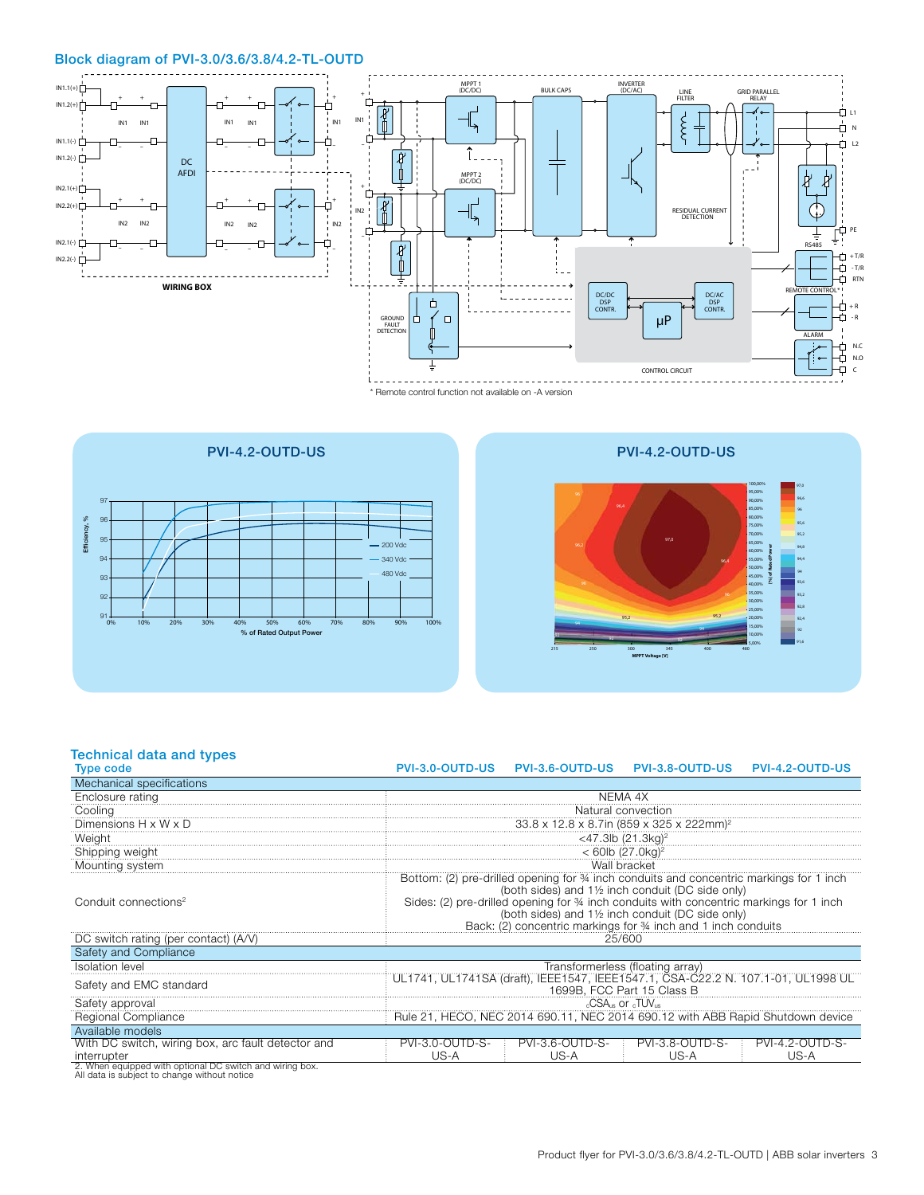## Block diagram of PVI-3.0/3.6/3.8/4.2-TL-OUTD

IN1.1(+) IN1.2(+) IN1.1(-) IN1.2(-) IN2.1(+) IN2.2(+) IN2.1(-) IN2.2(-)

DC AFDI

WIRING BOX

MPPT 1 (DC/DC)

MPPT 2 (DC/DC)

BULK CAPS

INVERTER (DC/AC)

LINE FILTER

GRID PARALLEL RELAY

RESIDUAL CURRENT DETECTION

L1 N L2 PE

RS485

+T/R -T/R RTN

REMOTE CONTROL*

+R -R

ALARM

N.C N.O C

GROUND FAULT DETECTION

DC/DC DSP CONTR.

DC/AC DSP CONTR.

μP

CONTROL CIRCUIT

\* Remote control function not available on -A version

### PVI-4.2-OUTD-US

Efficiency, %

97 96 95 94 93 92 91

0% 10% 20% 30% 40% 50% 60% 70% 80% 90% 100%

% of Rated Output Power

200 Vdc
340 Vdc
480 Vdc

### PVI-4.2-OUTD-US

MPPT Voltage [V]

215 250 300 345 400 480

(%) of Rated Power

## Technical data and types

| Type code | PVI-3.0-OUTD-US | PVI-3.6-OUTD-US | PVI-3.8-OUTD-US | PVI-4.2-OUTD-US |
|---|---|---|---|---|
| **Mechanical specifications** | | | | |
| Enclosure rating | NEMA 4X | | | |
| Cooling | Natural convection | | | |
| Dimensions H x W x D | 33.8 x 12.8 x 8.7in (859 x 325 x 222mm)[2] | | | |
| Weight | <47.3lb (21.3kg)[2] | | | |
| Shipping weight | < 60lb (27.0kg)[2] | | | |
| Mounting system | Wall bracket | | | |
| Conduit connections[2] | Bottom: (2) pre-drilled opening for ¾ inch conduits and concentric markings for 1 inch (both sides) and 1½ inch conduit (DC side only) Sides: (2) pre-drilled opening for ¾ inch conduits with concentric markings for 1 inch (both sides) and 1½ inch conduit (DC side only) Back: (2) concentric markings for ¾ inch and 1 inch conduits | | | |
| DC switch rating (per contact) (A/V) | 25/600 | | | |
| **Safety and Compliance** | | | | |
| Isolation level | Transformerless (floating array) | | | |
| Safety and EMC standard | UL1741, UL1741SA (draft), IEEE1547, IEEE1547.1, CSA-C22.2 N. 107.1-01, UL1998 UL 1699B, FCC Part 15 Class B | | | |
| Safety approval | cCSAus or cTUVus | | | |
| Regional Compliance | Rule 21, HECO, NEC 2014 690.11, NEC 2014 690.12 with ABB Rapid Shutdown device | | | |
| **Available models** | | | | |
| With DC switch, wiring box, arc fault detector and interrupter | PVI-3.0-OUTD-S-US-A | PVI-3.6-OUTD-S-US-A | PVI-3.8-OUTD-S-US-A | PVI-4.2-OUTD-S-US-A |

2. When equipped with optional DC switch and wiring box.
All data is subject to change without notice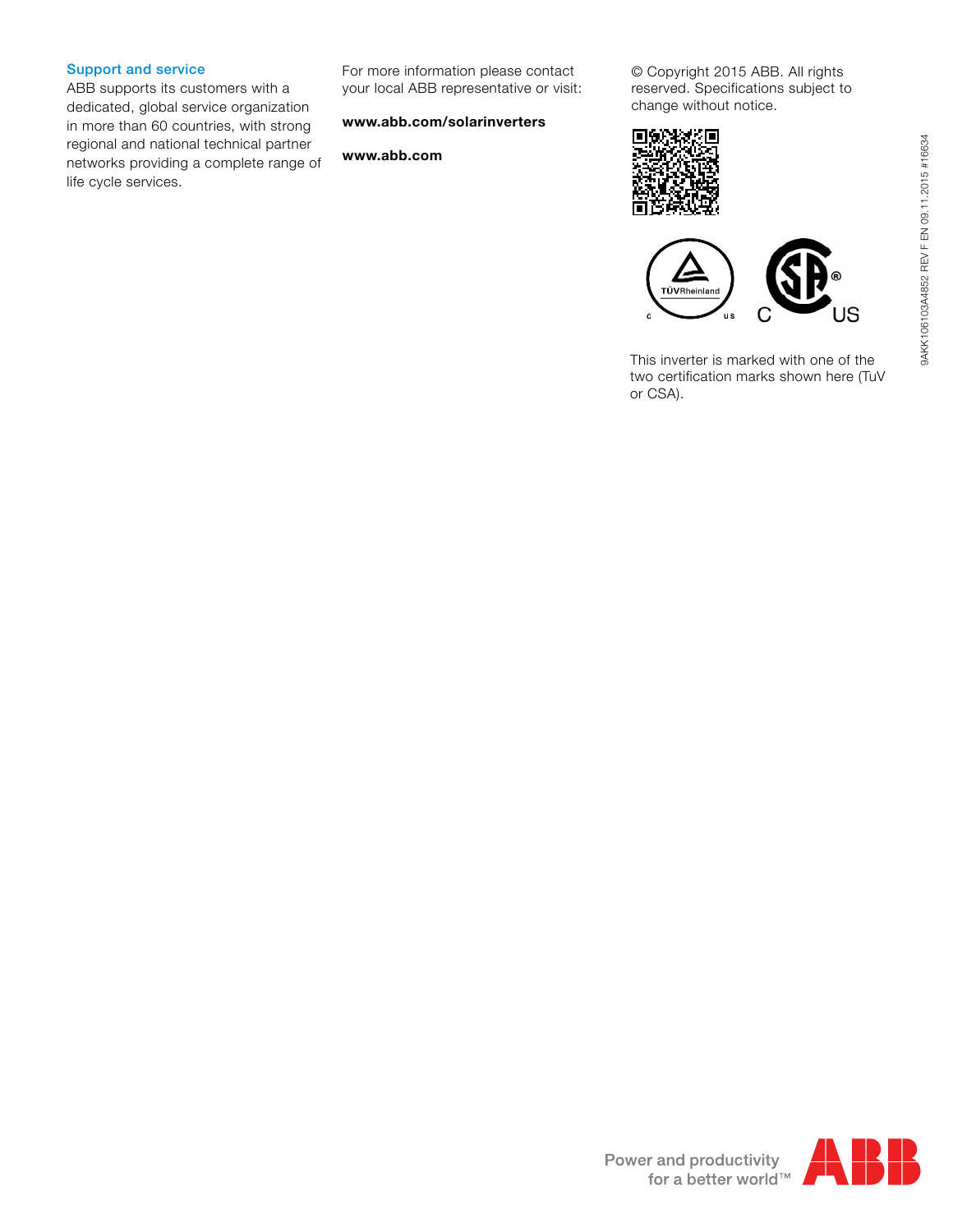### Support and service

ABB supports its customers with a dedicated, global service organization in more than 60 countries, with strong regional and national technical partner networks providing a complete range of life cycle services.

For more information please contact your local ABB representative or visit:

**www.abb.com/solarinverters**

**www.abb.com**

© Copyright 2015 ABB. All rights reserved. Specifications subject to change without notice.

This inverter is marked with one of the two certification marks shown here (TuV or CSA).

9AKK106103A4852 REV F EN 09.11.2015 #16634

Power and productivity
for a better world™